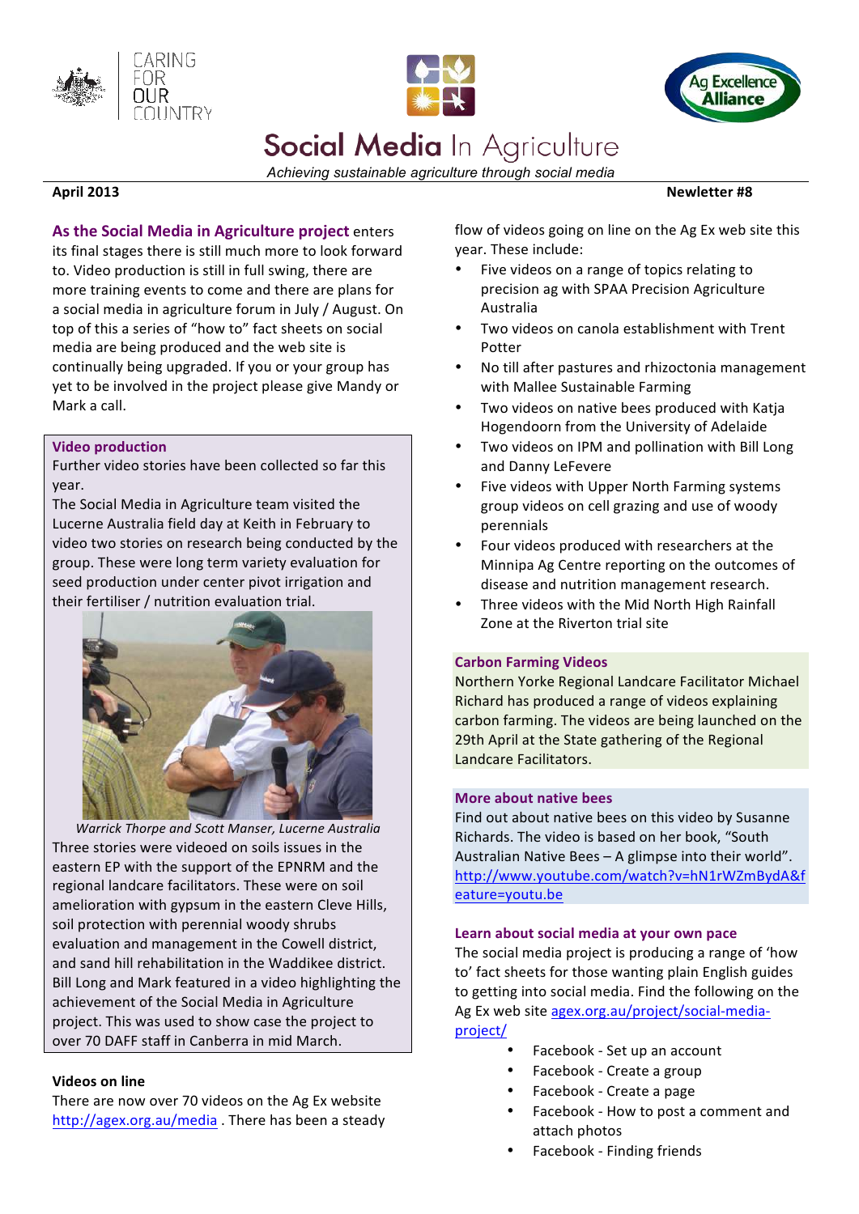CARING FOR OUR COUNTRY

Ag Excellence Alliance

# Social Media In Agriculture

*Achieving sustainable agriculture through social media*

**April 2013** **Newletter #8**

**As the Social Media in Agriculture project** enters its final stages there is still much more to look forward to. Video production is still in full swing, there are more training events to come and there are plans for a social media in agriculture forum in July / August. On top of this a series of "how to" fact sheets on social media are being produced and the web site is continually being upgraded. If you or your group has yet to be involved in the project please give Mandy or Mark a call.

## Video production

Further video stories have been collected so far this year.

The Social Media in Agriculture team visited the Lucerne Australia field day at Keith in February to video two stories on research being conducted by the group. These were long term variety evaluation for seed production under center pivot irrigation and their fertiliser / nutrition evaluation trial.

*Warrick Thorpe and Scott Manser, Lucerne Australia*

Three stories were videoed on soils issues in the eastern EP with the support of the EPNRM and the regional landcare facilitators. These were on soil amelioration with gypsum in the eastern Cleve Hills, soil protection with perennial woody shrubs evaluation and management in the Cowell district, and sand hill rehabilitation in the Waddikee district. Bill Long and Mark featured in a video highlighting the achievement of the Social Media in Agriculture project. This was used to show case the project to over 70 DAFF staff in Canberra in mid March.

## Videos on line

There are now over 70 videos on the Ag Ex website http://agex.org.au/media . There has been a steady flow of videos going on line on the Ag Ex web site this year. These include:

- Five videos on a range of topics relating to precision ag with SPAA Precision Agriculture Australia
- Two videos on canola establishment with Trent Potter
- No till after pastures and rhizoctonia management with Mallee Sustainable Farming
- Two videos on native bees produced with Katja Hogendoorn from the University of Adelaide
- Two videos on IPM and pollination with Bill Long and Danny LeFevere
- Five videos with Upper North Farming systems group videos on cell grazing and use of woody perennials
- Four videos produced with researchers at the Minnipa Ag Centre reporting on the outcomes of disease and nutrition management research.
- Three videos with the Mid North High Rainfall Zone at the Riverton trial site

## Carbon Farming Videos

Northern Yorke Regional Landcare Facilitator Michael Richard has produced a range of videos explaining carbon farming. The videos are being launched on the 29th April at the State gathering of the Regional Landcare Facilitators.

## More about native bees

Find out about native bees on this video by Susanne Richards. The video is based on her book, "South Australian Native Bees – A glimpse into their world". http://www.youtube.com/watch?v=hN1rWZmBydA&feature=youtu.be

## Learn about social media at your own pace

The social media project is producing a range of 'how to' fact sheets for those wanting plain English guides to getting into social media. Find the following on the Ag Ex web site agex.org.au/project/social-media-project/

- Facebook - Set up an account
- Facebook - Create a group
- Facebook - Create a page
- Facebook - How to post a comment and attach photos
- Facebook - Finding friends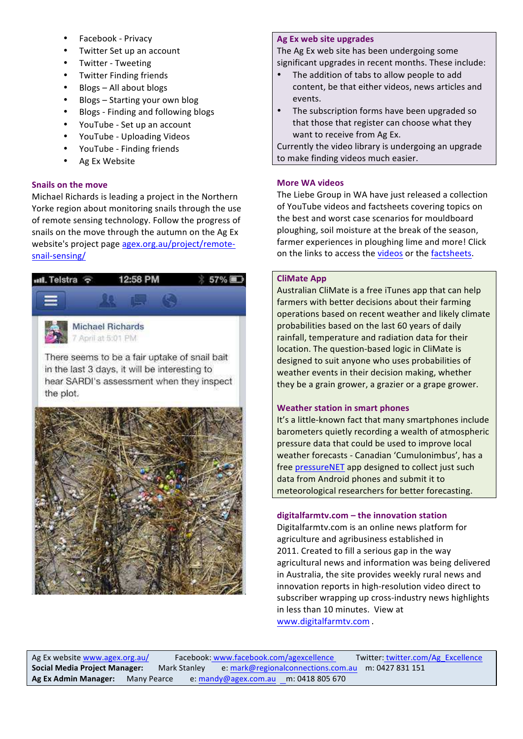- Facebook - Privacy
- Twitter Set up an account
- Twitter - Tweeting
- Twitter Finding friends
- Blogs – All about blogs
- Blogs – Starting your own blog
- Blogs - Finding and following blogs
- YouTube - Set up an account
- YouTube - Uploading Videos
- YouTube - Finding friends
- Ag Ex Website

### Snails on the move

Michael Richards is leading a project in the Northern Yorke region about monitoring snails through the use of remote sensing technology. Follow the progress of snails on the move through the autumn on the Ag Ex website's project page agex.org.au/project/remote-snail-sensing/

Telstra 12:58 PM 57%

Michael Richards
7 April at 5:01 PM

There seems to be a fair uptake of snail bait in the last 3 days, it will be interesting to hear SARDI's assessment when they inspect the plot.

### Ag Ex web site upgrades

The Ag Ex web site has been undergoing some significant upgrades in recent months. These include:

- The addition of tabs to allow people to add content, be that either videos, news articles and events.
- The subscription forms have been upgraded so that those that register can choose what they want to receive from Ag Ex.

Currently the video library is undergoing an upgrade to make finding videos much easier.

### More WA videos

The Liebe Group in WA have just released a collection of YouTube videos and factsheets covering topics on the best and worst case scenarios for mouldboard ploughing, soil moisture at the break of the season, farmer experiences in ploughing lime and more! Click on the links to access the videos or the factsheets.

### CliMate App

Australian CliMate is a free iTunes app that can help farmers with better decisions about their farming operations based on recent weather and likely climate probabilities based on the last 60 years of daily rainfall, temperature and radiation data for their location. The question-based logic in CliMate is designed to suit anyone who uses probabilities of weather events in their decision making, whether they be a grain grower, a grazier or a grape grower.

### Weather station in smart phones

It's a little-known fact that many smartphones include barometers quietly recording a wealth of atmospheric pressure data that could be used to improve local weather forecasts - Canadian 'Cumulonimbus', has a free pressureNET app designed to collect just such data from Android phones and submit it to meteorological researchers for better forecasting.

### digitalfarmtv.com – the innovation station

Digitalfarmtv.com is an online news platform for agriculture and agribusiness established in 2011. Created to fill a serious gap in the way agricultural news and information was being delivered in Australia, the site provides weekly rural news and innovation reports in high-resolution video direct to subscriber wrapping up cross-industry news highlights in less than 10 minutes. View at www.digitalfarmtv.com .

Ag Ex website www.agex.org.au/ Facebook: www.facebook.com/agexcellence Twitter: twitter.com/Ag_Excellence
**Social Media Project Manager:** Mark Stanley e: mark@regionalconnections.com.au m: 0427 831 151
**Ag Ex Admin Manager:** Many Pearce e: mandy@agex.com.au m: 0418 805 670